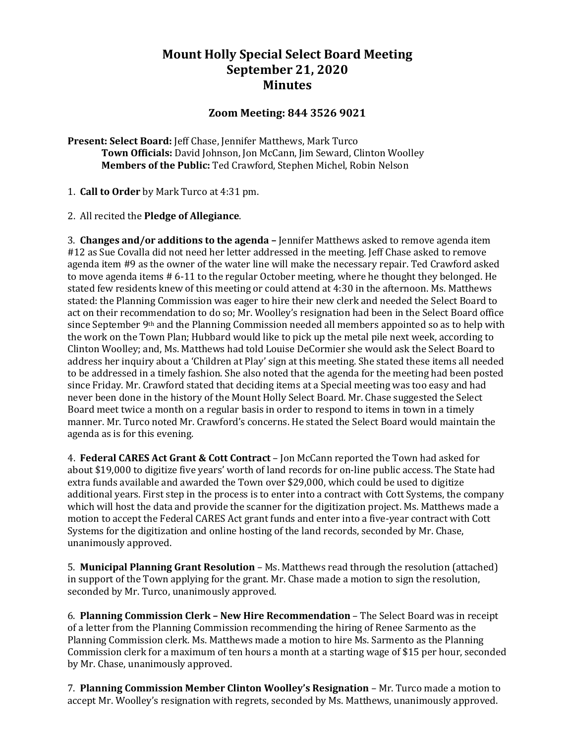# Mount Holly Special Select Board Meeting
# September 21, 2020
# Minutes

## Zoom Meeting: 844 3526 9021

**Present: Select Board:** Jeff Chase, Jennifer Matthews, Mark Turco
**Town Officials:** David Johnson, Jon McCann, Jim Seward, Clinton Woolley
**Members of the Public:** Ted Crawford, Stephen Michel, Robin Nelson

1. **Call to Order** by Mark Turco at 4:31 pm.

2. All recited the **Pledge of Allegiance**.

3. **Changes and/or additions to the agenda –** Jennifer Matthews asked to remove agenda item #12 as Sue Covalla did not need her letter addressed in the meeting. Jeff Chase asked to remove agenda item #9 as the owner of the water line will make the necessary repair. Ted Crawford asked to move agenda items # 6-11 to the regular October meeting, where he thought they belonged. He stated few residents knew of this meeting or could attend at 4:30 in the afternoon. Ms. Matthews stated: the Planning Commission was eager to hire their new clerk and needed the Select Board to act on their recommendation to do so; Mr. Woolley's resignation had been in the Select Board office since September 9th and the Planning Commission needed all members appointed so as to help with the work on the Town Plan; Hubbard would like to pick up the metal pile next week, according to Clinton Woolley; and, Ms. Matthews had told Louise DeCormier she would ask the Select Board to address her inquiry about a 'Children at Play' sign at this meeting. She stated these items all needed to be addressed in a timely fashion. She also noted that the agenda for the meeting had been posted since Friday. Mr. Crawford stated that deciding items at a Special meeting was too easy and had never been done in the history of the Mount Holly Select Board. Mr. Chase suggested the Select Board meet twice a month on a regular basis in order to respond to items in town in a timely manner. Mr. Turco noted Mr. Crawford's concerns. He stated the Select Board would maintain the agenda as is for this evening.

4. **Federal CARES Act Grant & Cott Contract** – Jon McCann reported the Town had asked for about $19,000 to digitize five years' worth of land records for on-line public access. The State had extra funds available and awarded the Town over $29,000, which could be used to digitize additional years. First step in the process is to enter into a contract with Cott Systems, the company which will host the data and provide the scanner for the digitization project. Ms. Matthews made a motion to accept the Federal CARES Act grant funds and enter into a five-year contract with Cott Systems for the digitization and online hosting of the land records, seconded by Mr. Chase, unanimously approved.

5. **Municipal Planning Grant Resolution** – Ms. Matthews read through the resolution (attached) in support of the Town applying for the grant. Mr. Chase made a motion to sign the resolution, seconded by Mr. Turco, unanimously approved.

6. **Planning Commission Clerk – New Hire Recommendation** – The Select Board was in receipt of a letter from the Planning Commission recommending the hiring of Renee Sarmento as the Planning Commission clerk. Ms. Matthews made a motion to hire Ms. Sarmento as the Planning Commission clerk for a maximum of ten hours a month at a starting wage of $15 per hour, seconded by Mr. Chase, unanimously approved.

7. **Planning Commission Member Clinton Woolley's Resignation** – Mr. Turco made a motion to accept Mr. Woolley's resignation with regrets, seconded by Ms. Matthews, unanimously approved.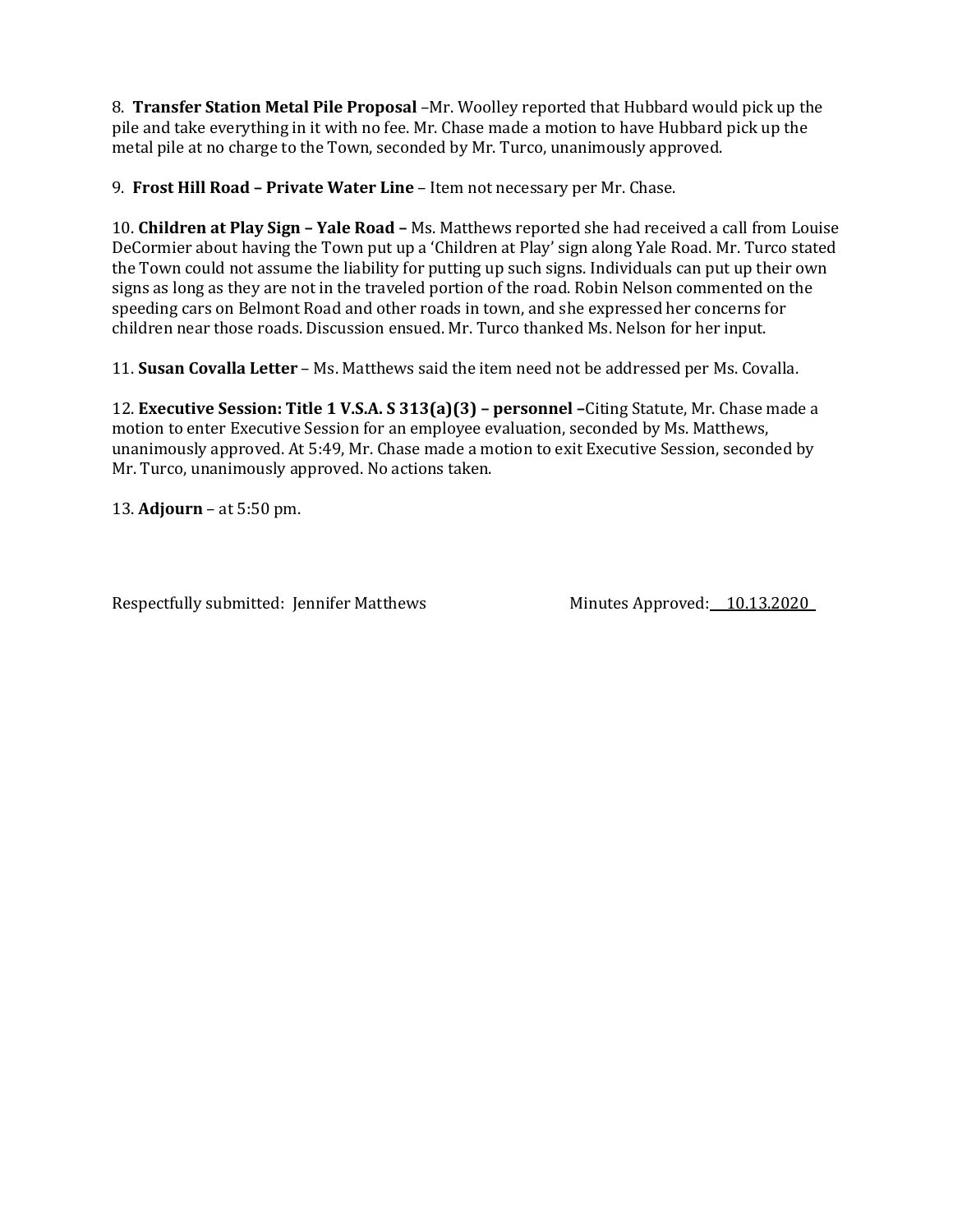8. **Transfer Station Metal Pile Proposal** –Mr. Woolley reported that Hubbard would pick up the pile and take everything in it with no fee. Mr. Chase made a motion to have Hubbard pick up the metal pile at no charge to the Town, seconded by Mr. Turco, unanimously approved.

9. **Frost Hill Road – Private Water Line** – Item not necessary per Mr. Chase.

10. **Children at Play Sign – Yale Road –** Ms. Matthews reported she had received a call from Louise DeCormier about having the Town put up a 'Children at Play' sign along Yale Road. Mr. Turco stated the Town could not assume the liability for putting up such signs. Individuals can put up their own signs as long as they are not in the traveled portion of the road. Robin Nelson commented on the speeding cars on Belmont Road and other roads in town, and she expressed her concerns for children near those roads. Discussion ensued. Mr. Turco thanked Ms. Nelson for her input.

11. **Susan Covalla Letter** – Ms. Matthews said the item need not be addressed per Ms. Covalla.

12. **Executive Session: Title 1 V.S.A. S 313(a)(3) – personnel –**Citing Statute, Mr. Chase made a motion to enter Executive Session for an employee evaluation, seconded by Ms. Matthews, unanimously approved. At 5:49, Mr. Chase made a motion to exit Executive Session, seconded by Mr. Turco, unanimously approved. No actions taken.

13. **Adjourn** – at 5:50 pm.

Respectfully submitted: Jennifer Matthews

Minutes Approved: 10.13.2020